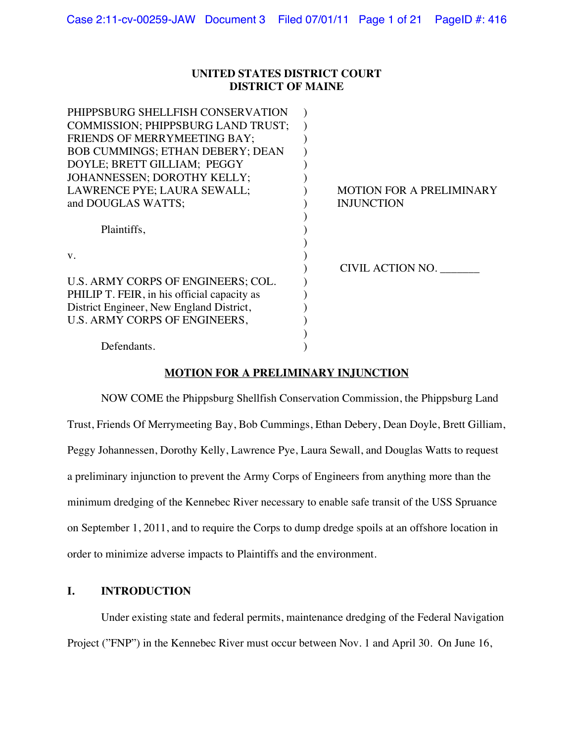**UNITED STATES DISTRICT COURT**
**DISTRICT OF MAINE**

| | |
|---|---|
| PHIPPSBURG SHELLFISH CONSERVATION COMMISSION; PHIPPSBURG LAND TRUST; FRIENDS OF MERRYMEETING BAY; BOB CUMMINGS; ETHAN DEBERY; DEAN DOYLE; BRETT GILLIAM; PEGGY JOHANNESSEN; DOROTHY KELLY; LAWRENCE PYE; LAURA SEWALL; and DOUGLAS WATTS; | MOTION FOR A PRELIMINARY INJUNCTION |
| Plaintiffs, | |
| v. | CIVIL ACTION NO. _______ |
| U.S. ARMY CORPS OF ENGINEERS; COL. PHILIP T. FEIR, in his official capacity as District Engineer, New England District, U.S. ARMY CORPS OF ENGINEERS, | |
| Defendants. | |

**MOTION FOR A PRELIMINARY INJUNCTION**

NOW COME the Phippsburg Shellfish Conservation Commission, the Phippsburg Land Trust, Friends Of Merrymeeting Bay, Bob Cummings, Ethan Debery, Dean Doyle, Brett Gilliam, Peggy Johannessen, Dorothy Kelly, Lawrence Pye, Laura Sewall, and Douglas Watts to request a preliminary injunction to prevent the Army Corps of Engineers from anything more than the minimum dredging of the Kennebec River necessary to enable safe transit of the USS Spruance on September 1, 2011, and to require the Corps to dump dredge spoils at an offshore location in order to minimize adverse impacts to Plaintiffs and the environment.

## I. INTRODUCTION

Under existing state and federal permits, maintenance dredging of the Federal Navigation Project ("FNP") in the Kennebec River must occur between Nov. 1 and April 30. On June 16,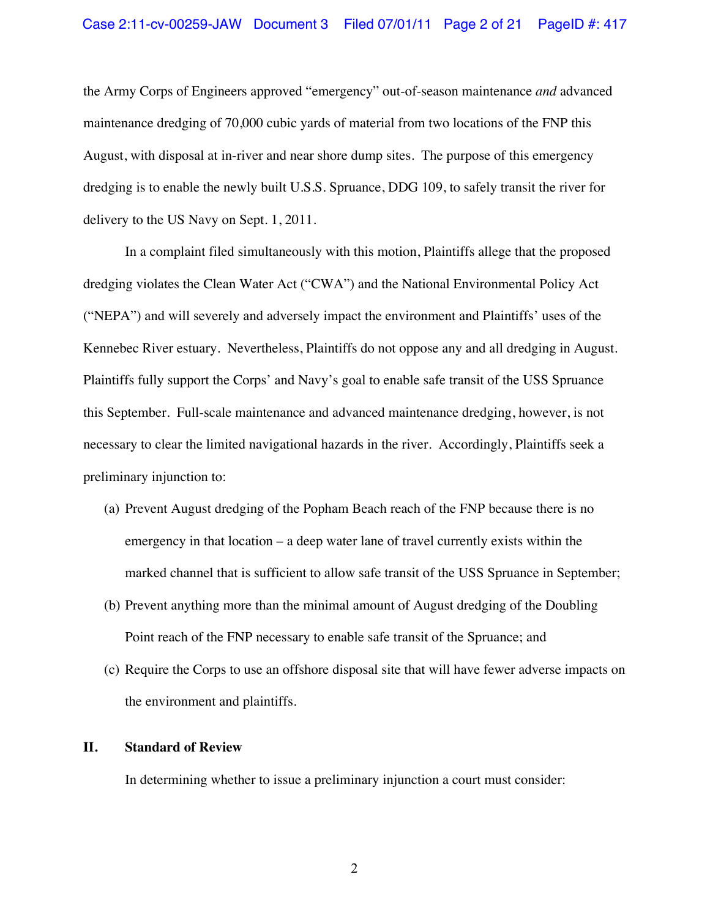the Army Corps of Engineers approved “emergency” out-of-season maintenance *and* advanced maintenance dredging of 70,000 cubic yards of material from two locations of the FNP this August, with disposal at in-river and near shore dump sites. The purpose of this emergency dredging is to enable the newly built U.S.S. Spruance, DDG 109, to safely transit the river for delivery to the US Navy on Sept. 1, 2011.

In a complaint filed simultaneously with this motion, Plaintiffs allege that the proposed dredging violates the Clean Water Act (“CWA”) and the National Environmental Policy Act (“NEPA”) and will severely and adversely impact the environment and Plaintiffs’ uses of the Kennebec River estuary. Nevertheless, Plaintiffs do not oppose any and all dredging in August. Plaintiffs fully support the Corps’ and Navy’s goal to enable safe transit of the USS Spruance this September. Full-scale maintenance and advanced maintenance dredging, however, is not necessary to clear the limited navigational hazards in the river. Accordingly, Plaintiffs seek a preliminary injunction to:

(a) Prevent August dredging of the Popham Beach reach of the FNP because there is no emergency in that location – a deep water lane of travel currently exists within the marked channel that is sufficient to allow safe transit of the USS Spruance in September;

(b) Prevent anything more than the minimal amount of August dredging of the Doubling Point reach of the FNP necessary to enable safe transit of the Spruance; and

(c) Require the Corps to use an offshore disposal site that will have fewer adverse impacts on the environment and plaintiffs.

## II. Standard of Review

In determining whether to issue a preliminary injunction a court must consider: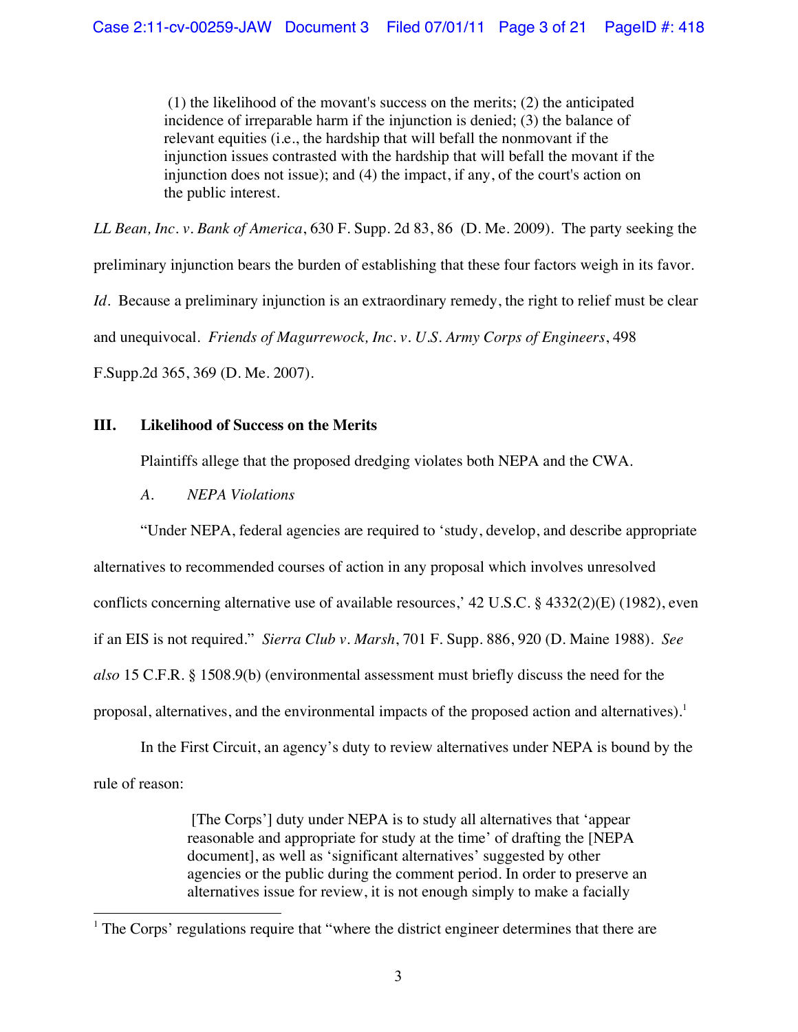> (1) the likelihood of the movant's success on the merits; (2) the anticipated incidence of irreparable harm if the injunction is denied; (3) the balance of relevant equities (i.e., the hardship that will befall the nonmovant if the injunction issues contrasted with the hardship that will befall the movant if the injunction does not issue); and (4) the impact, if any, of the court's action on the public interest.

*LL Bean, Inc. v. Bank of America*, 630 F. Supp. 2d 83, 86 (D. Me. 2009). The party seeking the preliminary injunction bears the burden of establishing that these four factors weigh in its favor. *Id.* Because a preliminary injunction is an extraordinary remedy, the right to relief must be clear and unequivocal. *Friends of Magurrewock, Inc. v. U.S. Army Corps of Engineers*, 498 F.Supp.2d 365, 369 (D. Me. 2007).

## III. Likelihood of Success on the Merits

Plaintiffs allege that the proposed dredging violates both NEPA and the CWA.

### *A. NEPA Violations*

"Under NEPA, federal agencies are required to 'study, develop, and describe appropriate alternatives to recommended courses of action in any proposal which involves unresolved conflicts concerning alternative use of available resources,' 42 U.S.C. § 4332(2)(E) (1982), even if an EIS is not required." *Sierra Club v. Marsh*, 701 F. Supp. 886, 920 (D. Maine 1988). *See also* 15 C.F.R. § 1508.9(b) (environmental assessment must briefly discuss the need for the proposal, alternatives, and the environmental impacts of the proposed action and alternatives).[1]

In the First Circuit, an agency's duty to review alternatives under NEPA is bound by the rule of reason:

> [The Corps'] duty under NEPA is to study all alternatives that 'appear reasonable and appropriate for study at the time' of drafting the [NEPA document], as well as 'significant alternatives' suggested by other agencies or the public during the comment period. In order to preserve an alternatives issue for review, it is not enough simply to make a facially

[1] The Corps' regulations require that "where the district engineer determines that there are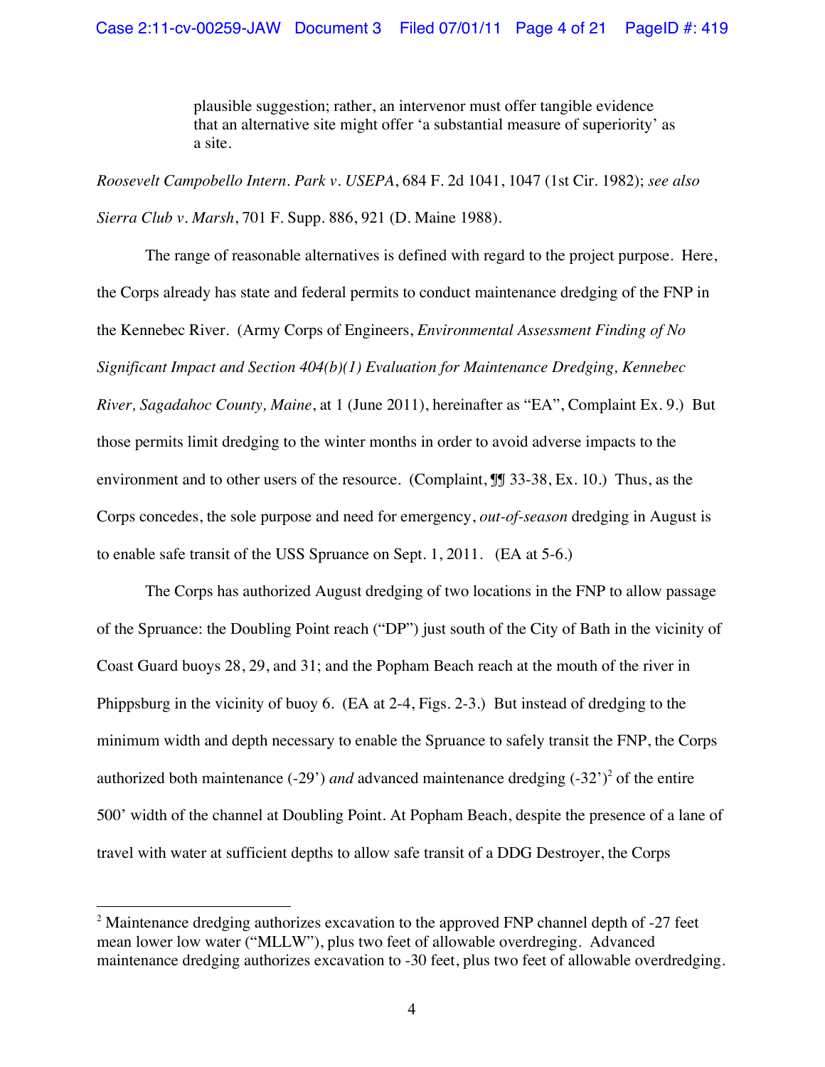> plausible suggestion; rather, an intervenor must offer tangible evidence that an alternative site might offer 'a substantial measure of superiority' as a site.

*Roosevelt Campobello Intern. Park v. USEPA*, 684 F. 2d 1041, 1047 (1st Cir. 1982); *see also Sierra Club v. Marsh*, 701 F. Supp. 886, 921 (D. Maine 1988).

The range of reasonable alternatives is defined with regard to the project purpose. Here, the Corps already has state and federal permits to conduct maintenance dredging of the FNP in the Kennebec River. (Army Corps of Engineers, *Environmental Assessment Finding of No Significant Impact and Section 404(b)(1) Evaluation for Maintenance Dredging, Kennebec River, Sagadahoc County, Maine*, at 1 (June 2011), hereinafter as "EA", Complaint Ex. 9.) But those permits limit dredging to the winter months in order to avoid adverse impacts to the environment and to other users of the resource. (Complaint, ¶¶ 33-38, Ex. 10.) Thus, as the Corps concedes, the sole purpose and need for emergency, *out-of-season* dredging in August is to enable safe transit of the USS Spruance on Sept. 1, 2011. (EA at 5-6.)

The Corps has authorized August dredging of two locations in the FNP to allow passage of the Spruance: the Doubling Point reach ("DP") just south of the City of Bath in the vicinity of Coast Guard buoys 28, 29, and 31; and the Popham Beach reach at the mouth of the river in Phippsburg in the vicinity of buoy 6. (EA at 2-4, Figs. 2-3.) But instead of dredging to the minimum width and depth necessary to enable the Spruance to safely transit the FNP, the Corps authorized both maintenance (-29') *and* advanced maintenance dredging (-32')[2] of the entire 500' width of the channel at Doubling Point. At Popham Beach, despite the presence of a lane of travel with water at sufficient depths to allow safe transit of a DDG Destroyer, the Corps

---

[2] Maintenance dredging authorizes excavation to the approved FNP channel depth of -27 feet mean lower low water ("MLLW"), plus two feet of allowable overdreging. Advanced maintenance dredging authorizes excavation to -30 feet, plus two feet of allowable overdredging.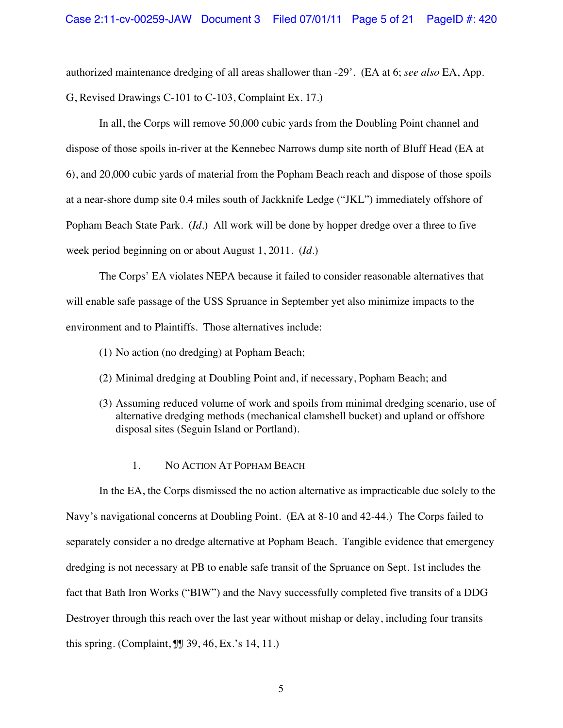authorized maintenance dredging of all areas shallower than -29'. (EA at 6; *see also* EA, App. G, Revised Drawings C-101 to C-103, Complaint Ex. 17.)

In all, the Corps will remove 50,000 cubic yards from the Doubling Point channel and dispose of those spoils in-river at the Kennebec Narrows dump site north of Bluff Head (EA at 6), and 20,000 cubic yards of material from the Popham Beach reach and dispose of those spoils at a near-shore dump site 0.4 miles south of Jackknife Ledge ("JKL") immediately offshore of Popham Beach State Park. (*Id.*) All work will be done by hopper dredge over a three to five week period beginning on or about August 1, 2011. (*Id.*)

The Corps' EA violates NEPA because it failed to consider reasonable alternatives that will enable safe passage of the USS Spruance in September yet also minimize impacts to the environment and to Plaintiffs. Those alternatives include:

(1) No action (no dredging) at Popham Beach;

(2) Minimal dredging at Doubling Point and, if necessary, Popham Beach; and

(3) Assuming reduced volume of work and spoils from minimal dredging scenario, use of alternative dredging methods (mechanical clamshell bucket) and upland or offshore disposal sites (Seguin Island or Portland).

### 1. No Action At Popham Beach

In the EA, the Corps dismissed the no action alternative as impracticable due solely to the Navy's navigational concerns at Doubling Point. (EA at 8-10 and 42-44.) The Corps failed to separately consider a no dredge alternative at Popham Beach. Tangible evidence that emergency dredging is not necessary at PB to enable safe transit of the Spruance on Sept. 1st includes the fact that Bath Iron Works ("BIW") and the Navy successfully completed five transits of a DDG Destroyer through this reach over the last year without mishap or delay, including four transits this spring. (Complaint, ¶¶ 39, 46, Ex.'s 14, 11.)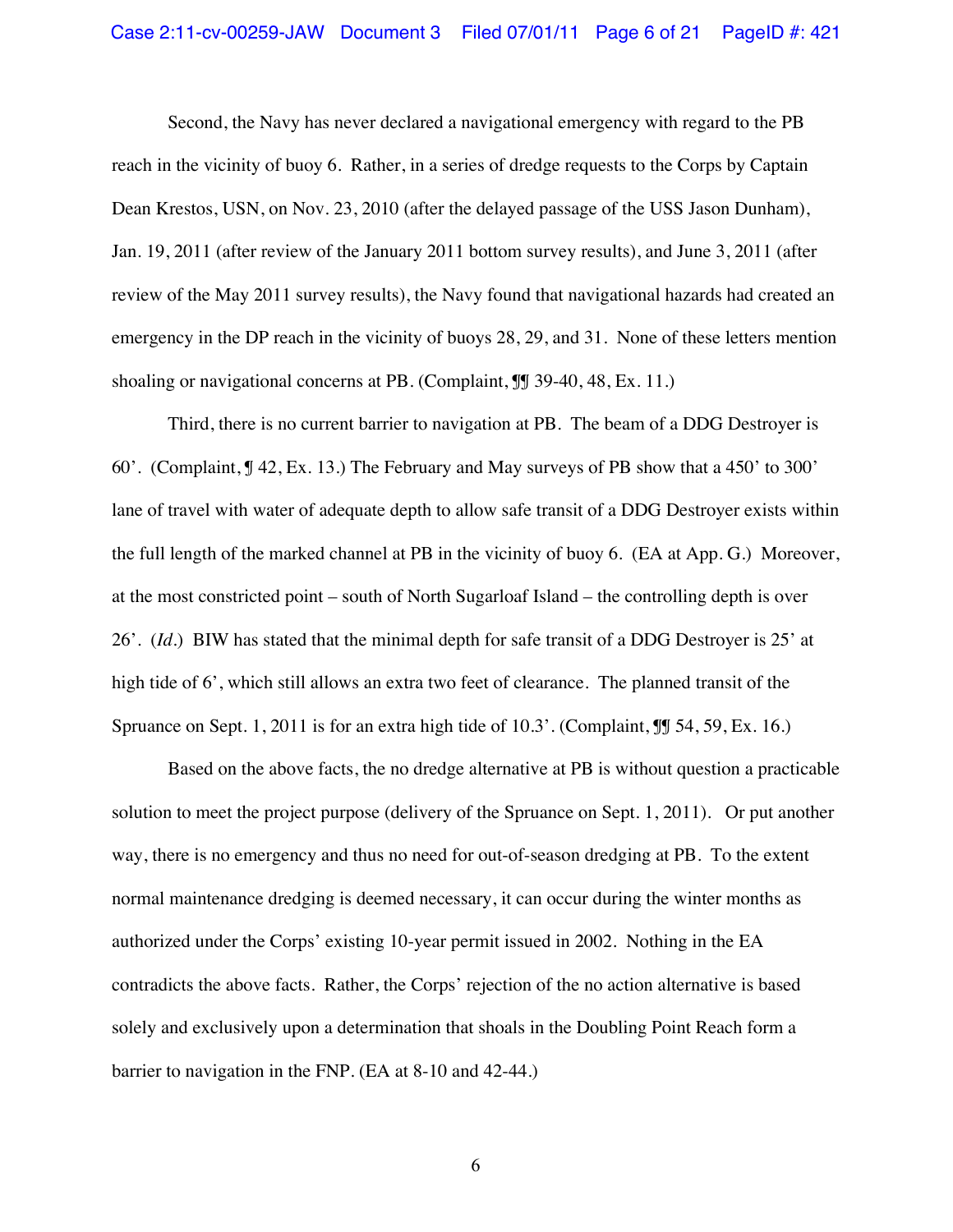Second, the Navy has never declared a navigational emergency with regard to the PB reach in the vicinity of buoy 6. Rather, in a series of dredge requests to the Corps by Captain Dean Krestos, USN, on Nov. 23, 2010 (after the delayed passage of the USS Jason Dunham), Jan. 19, 2011 (after review of the January 2011 bottom survey results), and June 3, 2011 (after review of the May 2011 survey results), the Navy found that navigational hazards had created an emergency in the DP reach in the vicinity of buoys 28, 29, and 31. None of these letters mention shoaling or navigational concerns at PB. (Complaint, ¶¶ 39-40, 48, Ex. 11.)

Third, there is no current barrier to navigation at PB. The beam of a DDG Destroyer is 60'. (Complaint, ¶ 42, Ex. 13.) The February and May surveys of PB show that a 450' to 300' lane of travel with water of adequate depth to allow safe transit of a DDG Destroyer exists within the full length of the marked channel at PB in the vicinity of buoy 6. (EA at App. G.) Moreover, at the most constricted point – south of North Sugarloaf Island – the controlling depth is over 26'. (*Id.*) BIW has stated that the minimal depth for safe transit of a DDG Destroyer is 25' at high tide of 6', which still allows an extra two feet of clearance. The planned transit of the Spruance on Sept. 1, 2011 is for an extra high tide of 10.3'. (Complaint, ¶¶ 54, 59, Ex. 16.)

Based on the above facts, the no dredge alternative at PB is without question a practicable solution to meet the project purpose (delivery of the Spruance on Sept. 1, 2011). Or put another way, there is no emergency and thus no need for out-of-season dredging at PB. To the extent normal maintenance dredging is deemed necessary, it can occur during the winter months as authorized under the Corps' existing 10-year permit issued in 2002. Nothing in the EA contradicts the above facts. Rather, the Corps' rejection of the no action alternative is based solely and exclusively upon a determination that shoals in the Doubling Point Reach form a barrier to navigation in the FNP. (EA at 8-10 and 42-44.)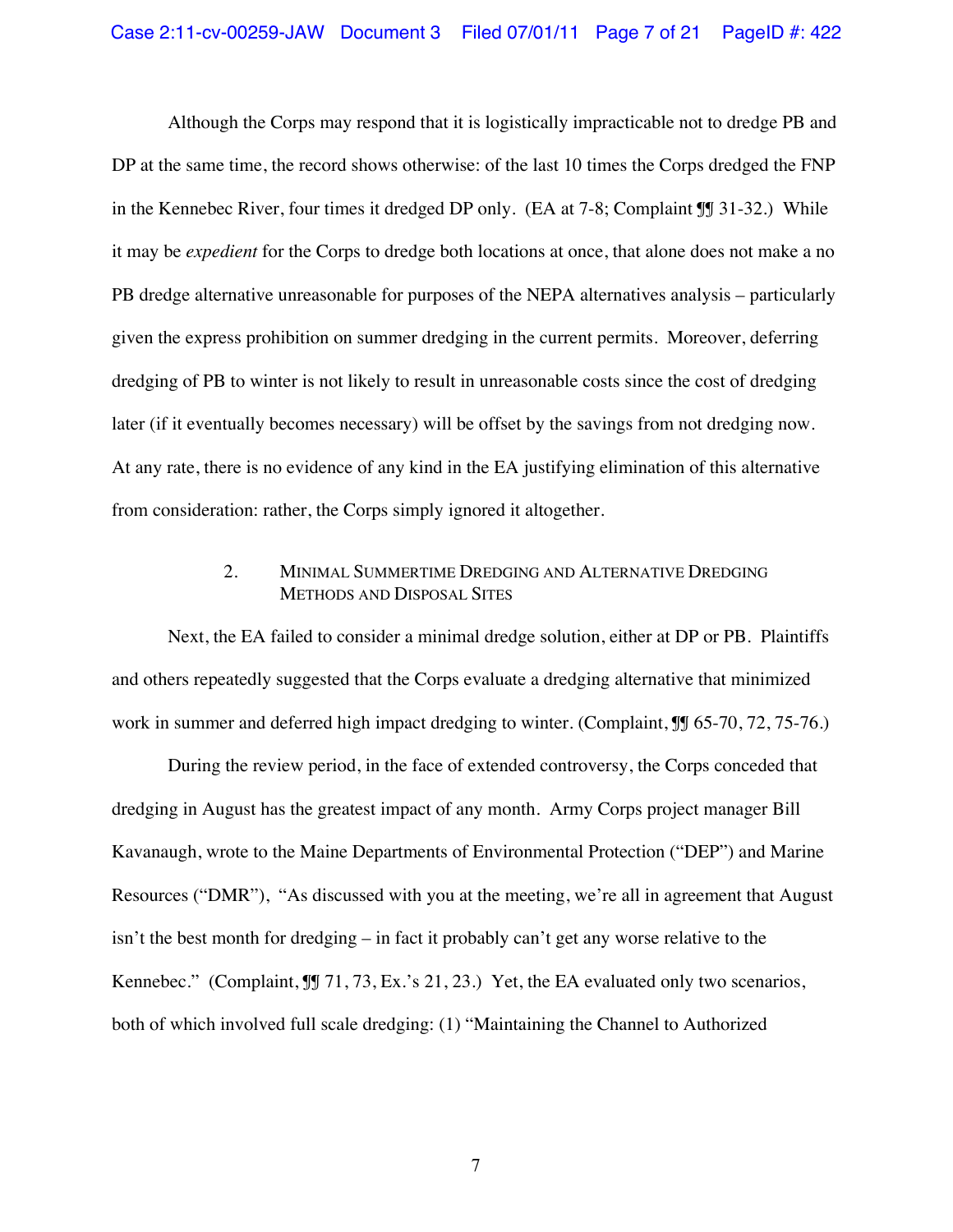Although the Corps may respond that it is logistically impracticable not to dredge PB and DP at the same time, the record shows otherwise: of the last 10 times the Corps dredged the FNP in the Kennebec River, four times it dredged DP only. (EA at 7-8; Complaint ¶¶ 31-32.) While it may be *expedient* for the Corps to dredge both locations at once, that alone does not make a no PB dredge alternative unreasonable for purposes of the NEPA alternatives analysis – particularly given the express prohibition on summer dredging in the current permits. Moreover, deferring dredging of PB to winter is not likely to result in unreasonable costs since the cost of dredging later (if it eventually becomes necessary) will be offset by the savings from not dredging now. At any rate, there is no evidence of any kind in the EA justifying elimination of this alternative from consideration: rather, the Corps simply ignored it altogether.

### 2. Minimal Summertime Dredging and Alternative Dredging Methods and Disposal Sites

Next, the EA failed to consider a minimal dredge solution, either at DP or PB. Plaintiffs and others repeatedly suggested that the Corps evaluate a dredging alternative that minimized work in summer and deferred high impact dredging to winter. (Complaint, ¶¶ 65-70, 72, 75-76.)

During the review period, in the face of extended controversy, the Corps conceded that dredging in August has the greatest impact of any month. Army Corps project manager Bill Kavanaugh, wrote to the Maine Departments of Environmental Protection ("DEP") and Marine Resources ("DMR"), "As discussed with you at the meeting, we're all in agreement that August isn't the best month for dredging – in fact it probably can't get any worse relative to the Kennebec." (Complaint, ¶¶ 71, 73, Ex.'s 21, 23.) Yet, the EA evaluated only two scenarios, both of which involved full scale dredging: (1) "Maintaining the Channel to Authorized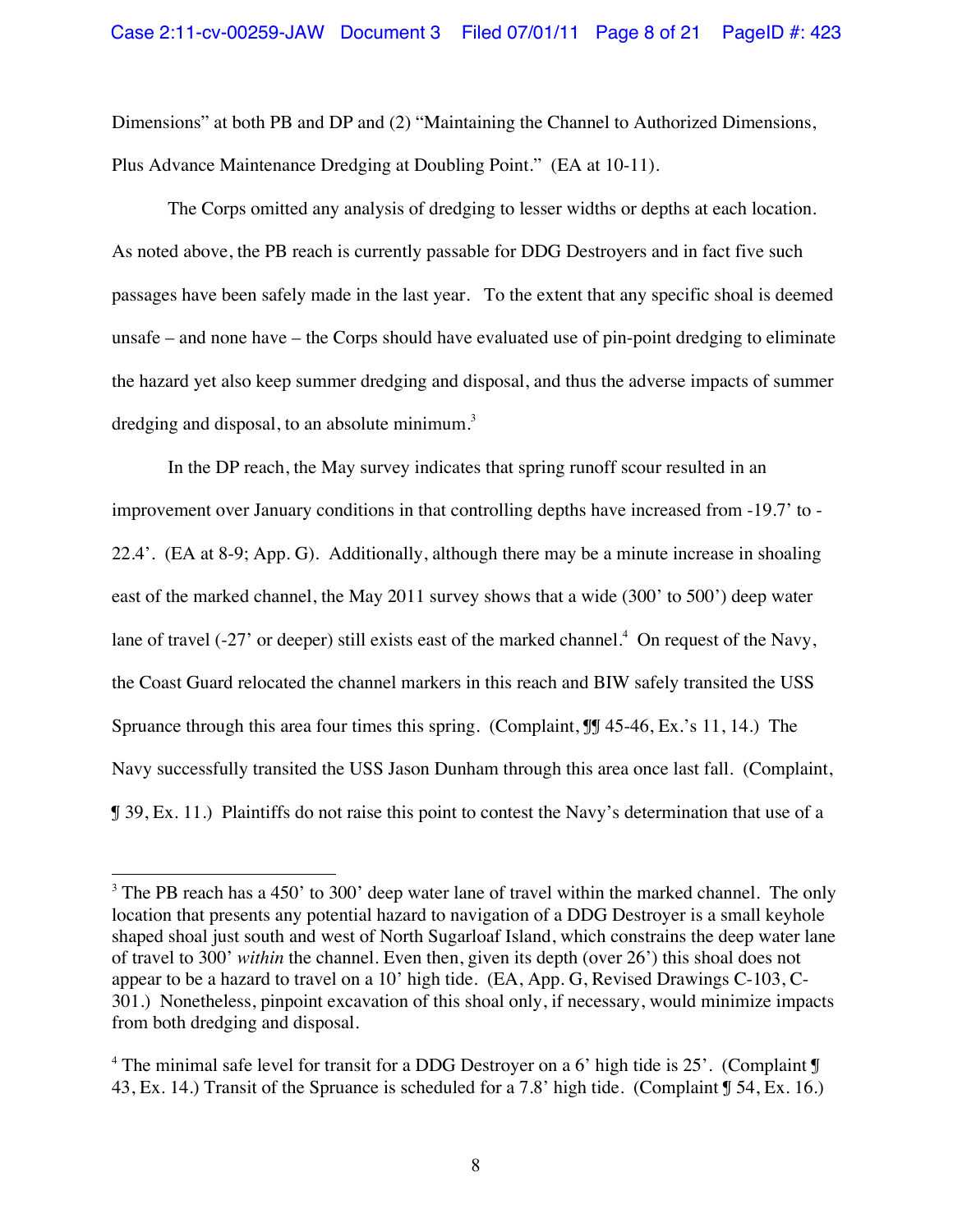Dimensions" at both PB and DP and (2) "Maintaining the Channel to Authorized Dimensions, Plus Advance Maintenance Dredging at Doubling Point." (EA at 10-11).

The Corps omitted any analysis of dredging to lesser widths or depths at each location. As noted above, the PB reach is currently passable for DDG Destroyers and in fact five such passages have been safely made in the last year. To the extent that any specific shoal is deemed unsafe – and none have – the Corps should have evaluated use of pin-point dredging to eliminate the hazard yet also keep summer dredging and disposal, and thus the adverse impacts of summer dredging and disposal, to an absolute minimum.[3]

In the DP reach, the May survey indicates that spring runoff scour resulted in an improvement over January conditions in that controlling depths have increased from -19.7' to -22.4'. (EA at 8-9; App. G). Additionally, although there may be a minute increase in shoaling east of the marked channel, the May 2011 survey shows that a wide (300' to 500') deep water lane of travel (-27' or deeper) still exists east of the marked channel.[4] On request of the Navy, the Coast Guard relocated the channel markers in this reach and BIW safely transited the USS Spruance through this area four times this spring. (Complaint, ¶¶ 45-46, Ex.'s 11, 14.) The Navy successfully transited the USS Jason Dunham through this area once last fall. (Complaint, ¶ 39, Ex. 11.) Plaintiffs do not raise this point to contest the Navy's determination that use of a

---

[3] The PB reach has a 450' to 300' deep water lane of travel within the marked channel. The only location that presents any potential hazard to navigation of a DDG Destroyer is a small keyhole shaped shoal just south and west of North Sugarloaf Island, which constrains the deep water lane of travel to 300' *within* the channel. Even then, given its depth (over 26') this shoal does not appear to be a hazard to travel on a 10' high tide. (EA, App. G, Revised Drawings C-103, C-301.) Nonetheless, pinpoint excavation of this shoal only, if necessary, would minimize impacts from both dredging and disposal.

[4] The minimal safe level for transit for a DDG Destroyer on a 6' high tide is 25'. (Complaint ¶ 43, Ex. 14.) Transit of the Spruance is scheduled for a 7.8' high tide. (Complaint ¶ 54, Ex. 16.)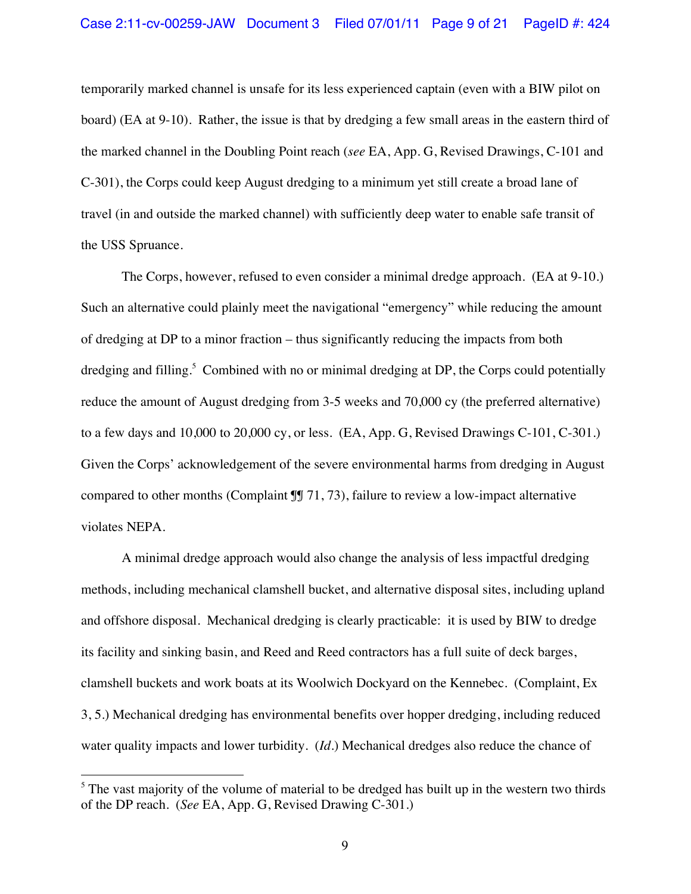temporarily marked channel is unsafe for its less experienced captain (even with a BIW pilot on board) (EA at 9-10). Rather, the issue is that by dredging a few small areas in the eastern third of the marked channel in the Doubling Point reach (*see* EA, App. G, Revised Drawings, C-101 and C-301), the Corps could keep August dredging to a minimum yet still create a broad lane of travel (in and outside the marked channel) with sufficiently deep water to enable safe transit of the USS Spruance.

The Corps, however, refused to even consider a minimal dredge approach. (EA at 9-10.) Such an alternative could plainly meet the navigational "emergency" while reducing the amount of dredging at DP to a minor fraction – thus significantly reducing the impacts from both dredging and filling.[5] Combined with no or minimal dredging at DP, the Corps could potentially reduce the amount of August dredging from 3-5 weeks and 70,000 cy (the preferred alternative) to a few days and 10,000 to 20,000 cy, or less. (EA, App. G, Revised Drawings C-101, C-301.) Given the Corps' acknowledgement of the severe environmental harms from dredging in August compared to other months (Complaint ¶¶ 71, 73), failure to review a low-impact alternative violates NEPA.

A minimal dredge approach would also change the analysis of less impactful dredging methods, including mechanical clamshell bucket, and alternative disposal sites, including upland and offshore disposal. Mechanical dredging is clearly practicable: it is used by BIW to dredge its facility and sinking basin, and Reed and Reed contractors has a full suite of deck barges, clamshell buckets and work boats at its Woolwich Dockyard on the Kennebec. (Complaint, Ex 3, 5.) Mechanical dredging has environmental benefits over hopper dredging, including reduced water quality impacts and lower turbidity. (*Id*.) Mechanical dredges also reduce the chance of

---

[5] The vast majority of the volume of material to be dredged has built up in the western two thirds of the DP reach. (*See* EA, App. G, Revised Drawing C-301.)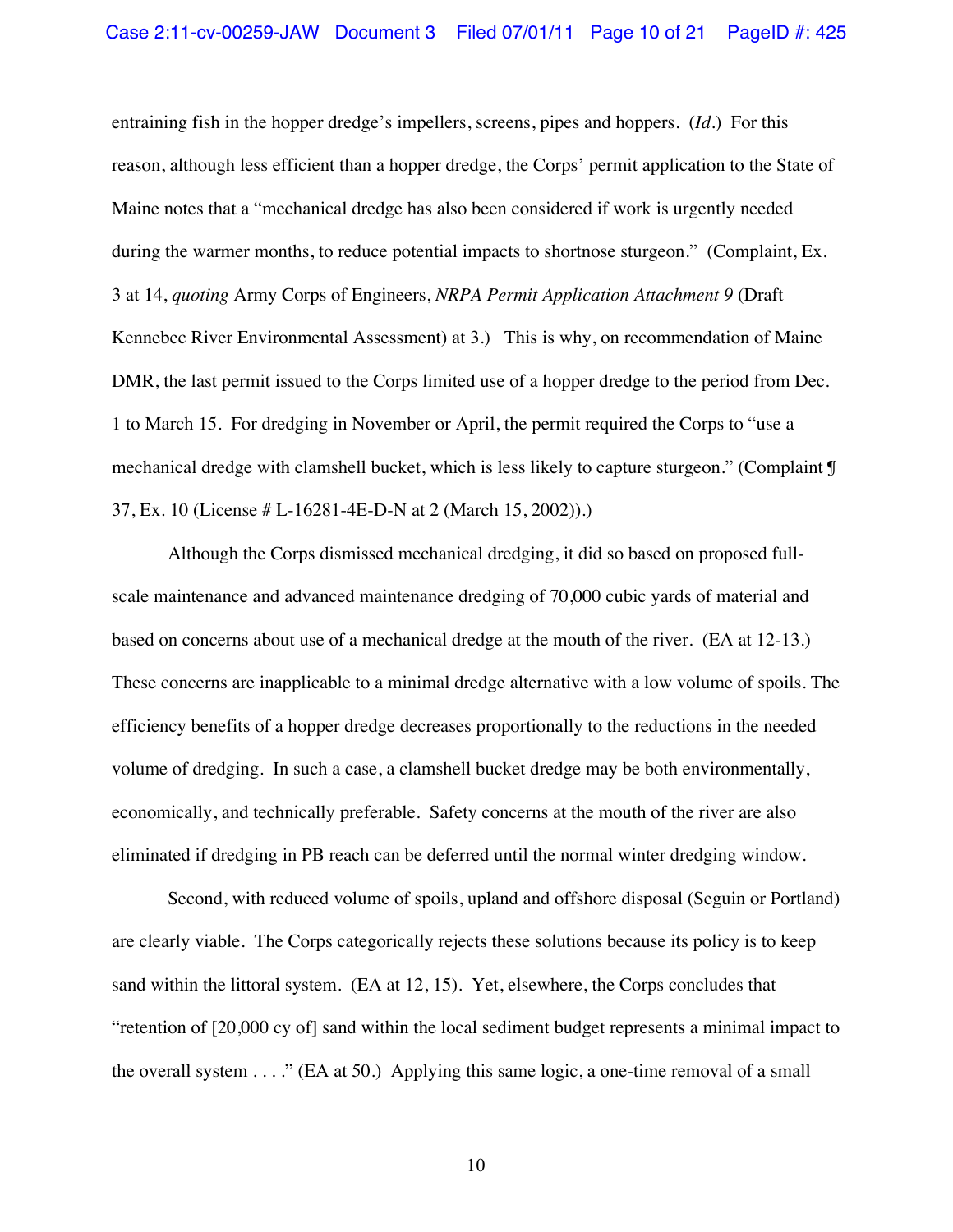entraining fish in the hopper dredge's impellers, screens, pipes and hoppers. (*Id*.) For this reason, although less efficient than a hopper dredge, the Corps' permit application to the State of Maine notes that a "mechanical dredge has also been considered if work is urgently needed during the warmer months, to reduce potential impacts to shortnose sturgeon." (Complaint, Ex. 3 at 14, *quoting* Army Corps of Engineers, *NRPA Permit Application Attachment 9* (Draft Kennebec River Environmental Assessment) at 3.) This is why, on recommendation of Maine DMR, the last permit issued to the Corps limited use of a hopper dredge to the period from Dec. 1 to March 15. For dredging in November or April, the permit required the Corps to "use a mechanical dredge with clamshell bucket, which is less likely to capture sturgeon." (Complaint ¶ 37, Ex. 10 (License # L-16281-4E-D-N at 2 (March 15, 2002)).)

Although the Corps dismissed mechanical dredging, it did so based on proposed full-scale maintenance and advanced maintenance dredging of 70,000 cubic yards of material and based on concerns about use of a mechanical dredge at the mouth of the river. (EA at 12-13.) These concerns are inapplicable to a minimal dredge alternative with a low volume of spoils. The efficiency benefits of a hopper dredge decreases proportionally to the reductions in the needed volume of dredging. In such a case, a clamshell bucket dredge may be both environmentally, economically, and technically preferable. Safety concerns at the mouth of the river are also eliminated if dredging in PB reach can be deferred until the normal winter dredging window.

Second, with reduced volume of spoils, upland and offshore disposal (Seguin or Portland) are clearly viable. The Corps categorically rejects these solutions because its policy is to keep sand within the littoral system. (EA at 12, 15). Yet, elsewhere, the Corps concludes that "retention of [20,000 cy of] sand within the local sediment budget represents a minimal impact to the overall system . . . ." (EA at 50.) Applying this same logic, a one-time removal of a small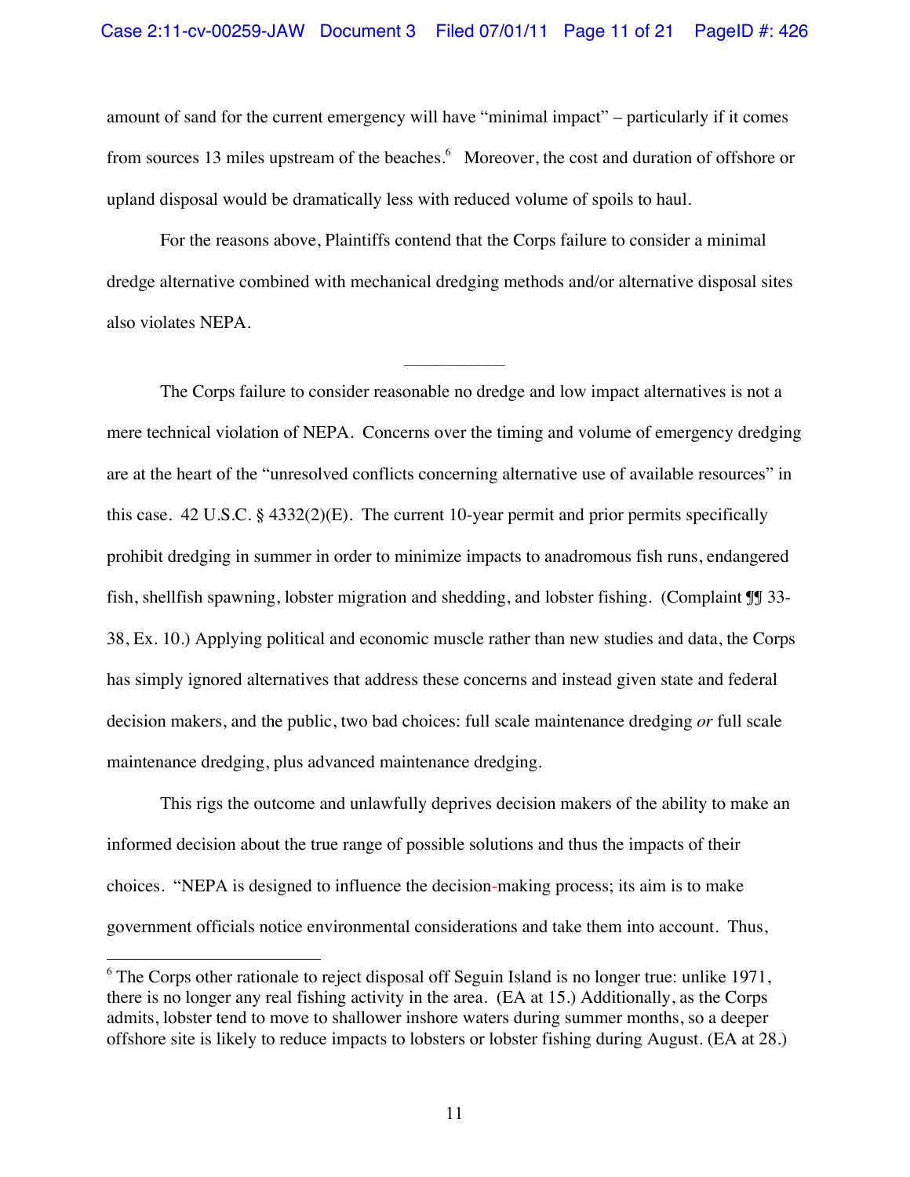amount of sand for the current emergency will have "minimal impact" – particularly if it comes from sources 13 miles upstream of the beaches.[6] Moreover, the cost and duration of offshore or upland disposal would be dramatically less with reduced volume of spoils to haul.

For the reasons above, Plaintiffs contend that the Corps failure to consider a minimal dredge alternative combined with mechanical dredging methods and/or alternative disposal sites also violates NEPA.

---

The Corps failure to consider reasonable no dredge and low impact alternatives is not a mere technical violation of NEPA. Concerns over the timing and volume of emergency dredging are at the heart of the "unresolved conflicts concerning alternative use of available resources" in this case. 42 U.S.C. § 4332(2)(E). The current 10-year permit and prior permits specifically prohibit dredging in summer in order to minimize impacts to anadromous fish runs, endangered fish, shellfish spawning, lobster migration and shedding, and lobster fishing. (Complaint ¶¶ 33-38, Ex. 10.) Applying political and economic muscle rather than new studies and data, the Corps has simply ignored alternatives that address these concerns and instead given state and federal decision makers, and the public, two bad choices: full scale maintenance dredging *or* full scale maintenance dredging, plus advanced maintenance dredging.

This rigs the outcome and unlawfully deprives decision makers of the ability to make an informed decision about the true range of possible solutions and thus the impacts of their choices. "NEPA is designed to influence the decision-making process; its aim is to make government officials notice environmental considerations and take them into account. Thus,

---

[6] The Corps other rationale to reject disposal off Seguin Island is no longer true: unlike 1971, there is no longer any real fishing activity in the area. (EA at 15.) Additionally, as the Corps admits, lobster tend to move to shallower inshore waters during summer months, so a deeper offshore site is likely to reduce impacts to lobsters or lobster fishing during August. (EA at 28.)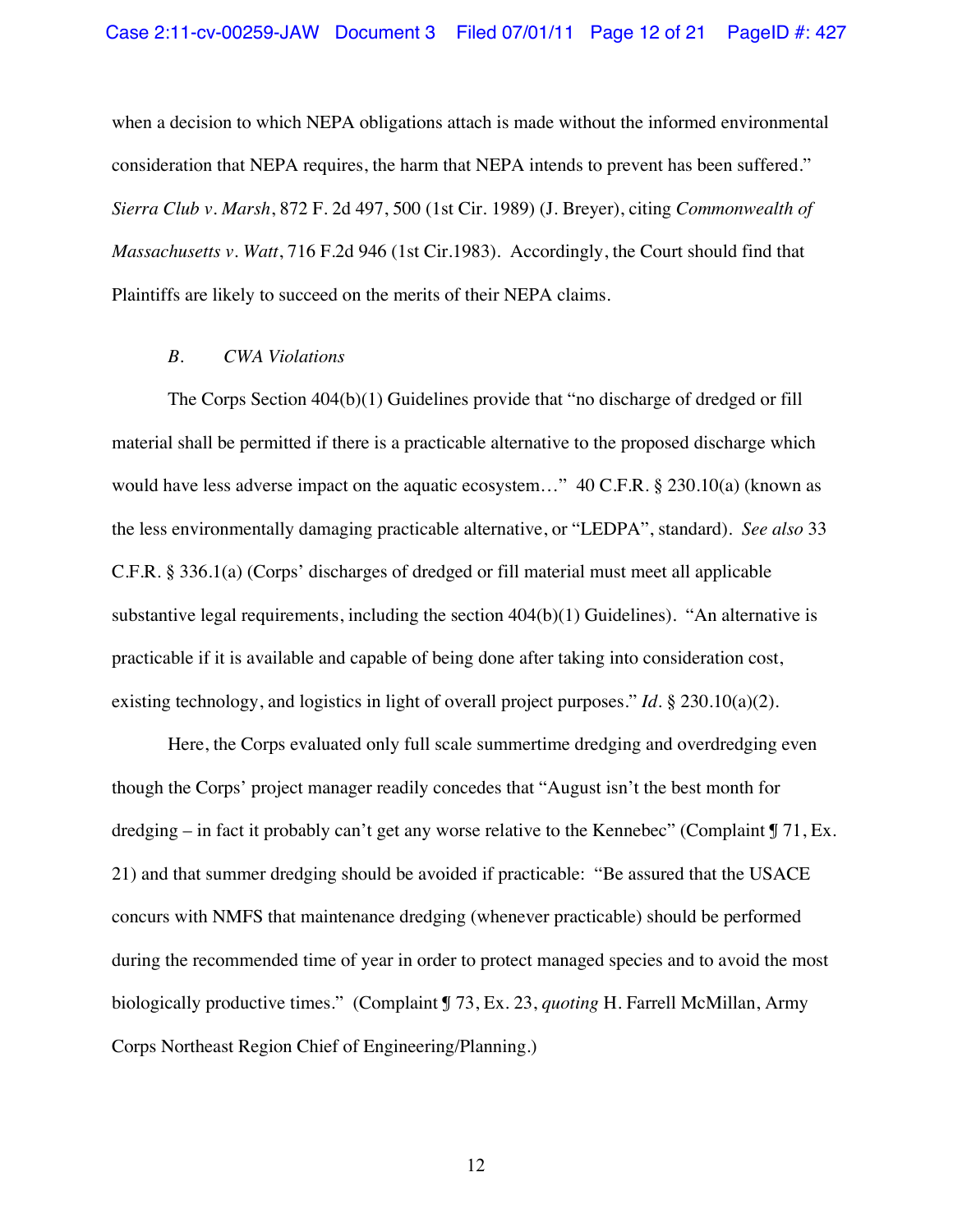when a decision to which NEPA obligations attach is made without the informed environmental consideration that NEPA requires, the harm that NEPA intends to prevent has been suffered." *Sierra Club v. Marsh*, 872 F. 2d 497, 500 (1st Cir. 1989) (J. Breyer), citing *Commonwealth of Massachusetts v. Watt*, 716 F.2d 946 (1st Cir.1983). Accordingly, the Court should find that Plaintiffs are likely to succeed on the merits of their NEPA claims.

### *B. CWA Violations*

The Corps Section 404(b)(1) Guidelines provide that "no discharge of dredged or fill material shall be permitted if there is a practicable alternative to the proposed discharge which would have less adverse impact on the aquatic ecosystem…" 40 C.F.R. § 230.10(a) (known as the less environmentally damaging practicable alternative, or "LEDPA", standard). *See also* 33 C.F.R. § 336.1(a) (Corps' discharges of dredged or fill material must meet all applicable substantive legal requirements, including the section 404(b)(1) Guidelines). "An alternative is practicable if it is available and capable of being done after taking into consideration cost, existing technology, and logistics in light of overall project purposes." *Id.* § 230.10(a)(2).

Here, the Corps evaluated only full scale summertime dredging and overdredging even though the Corps' project manager readily concedes that "August isn't the best month for dredging – in fact it probably can't get any worse relative to the Kennebec" (Complaint ¶ 71, Ex. 21) and that summer dredging should be avoided if practicable: "Be assured that the USACE concurs with NMFS that maintenance dredging (whenever practicable) should be performed during the recommended time of year in order to protect managed species and to avoid the most biologically productive times." (Complaint ¶ 73, Ex. 23, *quoting* H. Farrell McMillan, Army Corps Northeast Region Chief of Engineering/Planning.)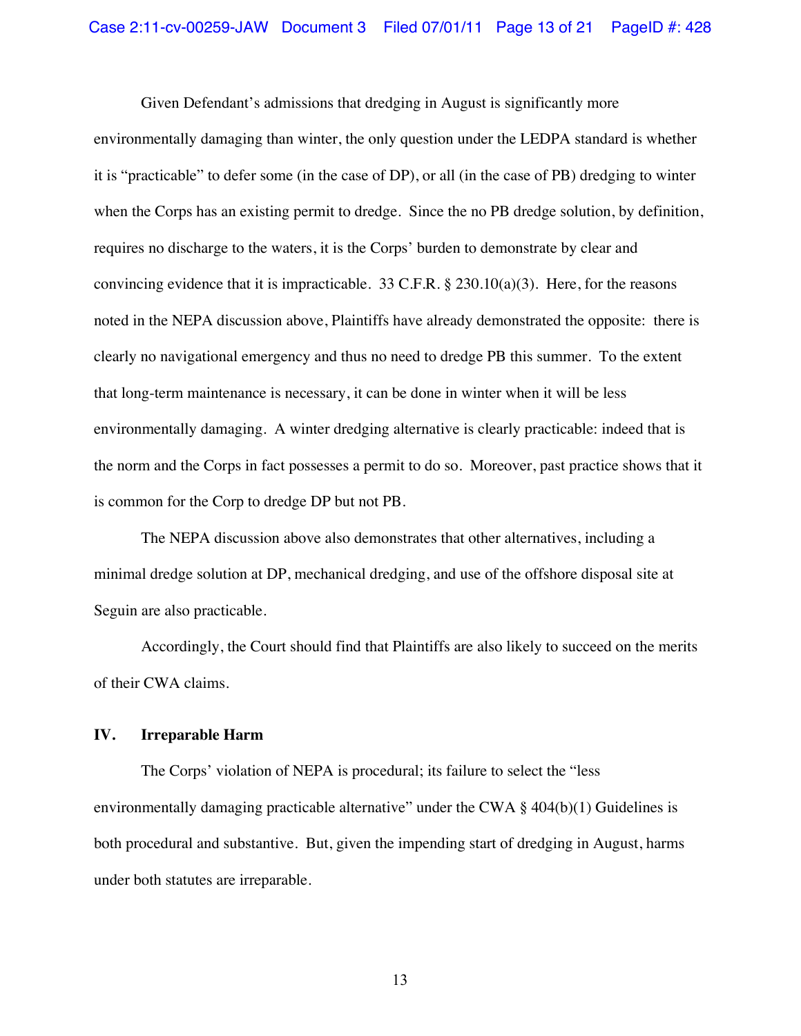Given Defendant's admissions that dredging in August is significantly more environmentally damaging than winter, the only question under the LEDPA standard is whether it is "practicable" to defer some (in the case of DP), or all (in the case of PB) dredging to winter when the Corps has an existing permit to dredge. Since the no PB dredge solution, by definition, requires no discharge to the waters, it is the Corps' burden to demonstrate by clear and convincing evidence that it is impracticable. 33 C.F.R. § 230.10(a)(3). Here, for the reasons noted in the NEPA discussion above, Plaintiffs have already demonstrated the opposite: there is clearly no navigational emergency and thus no need to dredge PB this summer. To the extent that long-term maintenance is necessary, it can be done in winter when it will be less environmentally damaging. A winter dredging alternative is clearly practicable: indeed that is the norm and the Corps in fact possesses a permit to do so. Moreover, past practice shows that it is common for the Corp to dredge DP but not PB.

The NEPA discussion above also demonstrates that other alternatives, including a minimal dredge solution at DP, mechanical dredging, and use of the offshore disposal site at Seguin are also practicable.

Accordingly, the Court should find that Plaintiffs are also likely to succeed on the merits of their CWA claims.

## IV. Irreparable Harm

The Corps' violation of NEPA is procedural; its failure to select the "less environmentally damaging practicable alternative" under the CWA § 404(b)(1) Guidelines is both procedural and substantive. But, given the impending start of dredging in August, harms under both statutes are irreparable.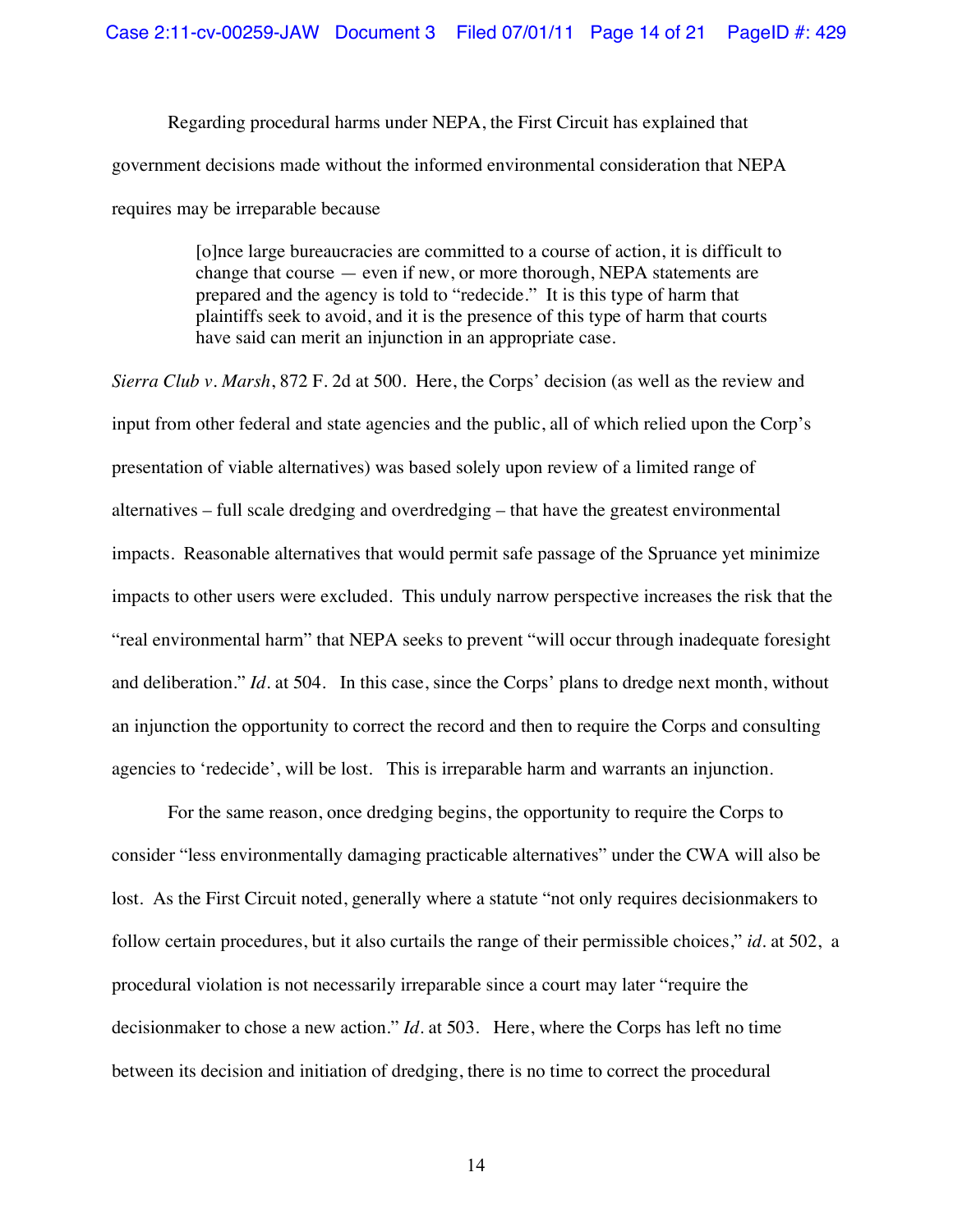Regarding procedural harms under NEPA, the First Circuit has explained that government decisions made without the informed environmental consideration that NEPA requires may be irreparable because

> [o]nce large bureaucracies are committed to a course of action, it is difficult to change that course — even if new, or more thorough, NEPA statements are prepared and the agency is told to "redecide." It is this type of harm that plaintiffs seek to avoid, and it is the presence of this type of harm that courts have said can merit an injunction in an appropriate case.

*Sierra Club v. Marsh*, 872 F. 2d at 500. Here, the Corps' decision (as well as the review and input from other federal and state agencies and the public, all of which relied upon the Corp's presentation of viable alternatives) was based solely upon review of a limited range of alternatives – full scale dredging and overdredging – that have the greatest environmental impacts. Reasonable alternatives that would permit safe passage of the Spruance yet minimize impacts to other users were excluded. This unduly narrow perspective increases the risk that the "real environmental harm" that NEPA seeks to prevent "will occur through inadequate foresight and deliberation." *Id.* at 504. In this case, since the Corps' plans to dredge next month, without an injunction the opportunity to correct the record and then to require the Corps and consulting agencies to 'redecide', will be lost. This is irreparable harm and warrants an injunction.

For the same reason, once dredging begins, the opportunity to require the Corps to consider "less environmentally damaging practicable alternatives" under the CWA will also be lost. As the First Circuit noted, generally where a statute "not only requires decisionmakers to follow certain procedures, but it also curtails the range of their permissible choices," *id.* at 502, a procedural violation is not necessarily irreparable since a court may later "require the decisionmaker to chose a new action." *Id.* at 503. Here, where the Corps has left no time between its decision and initiation of dredging, there is no time to correct the procedural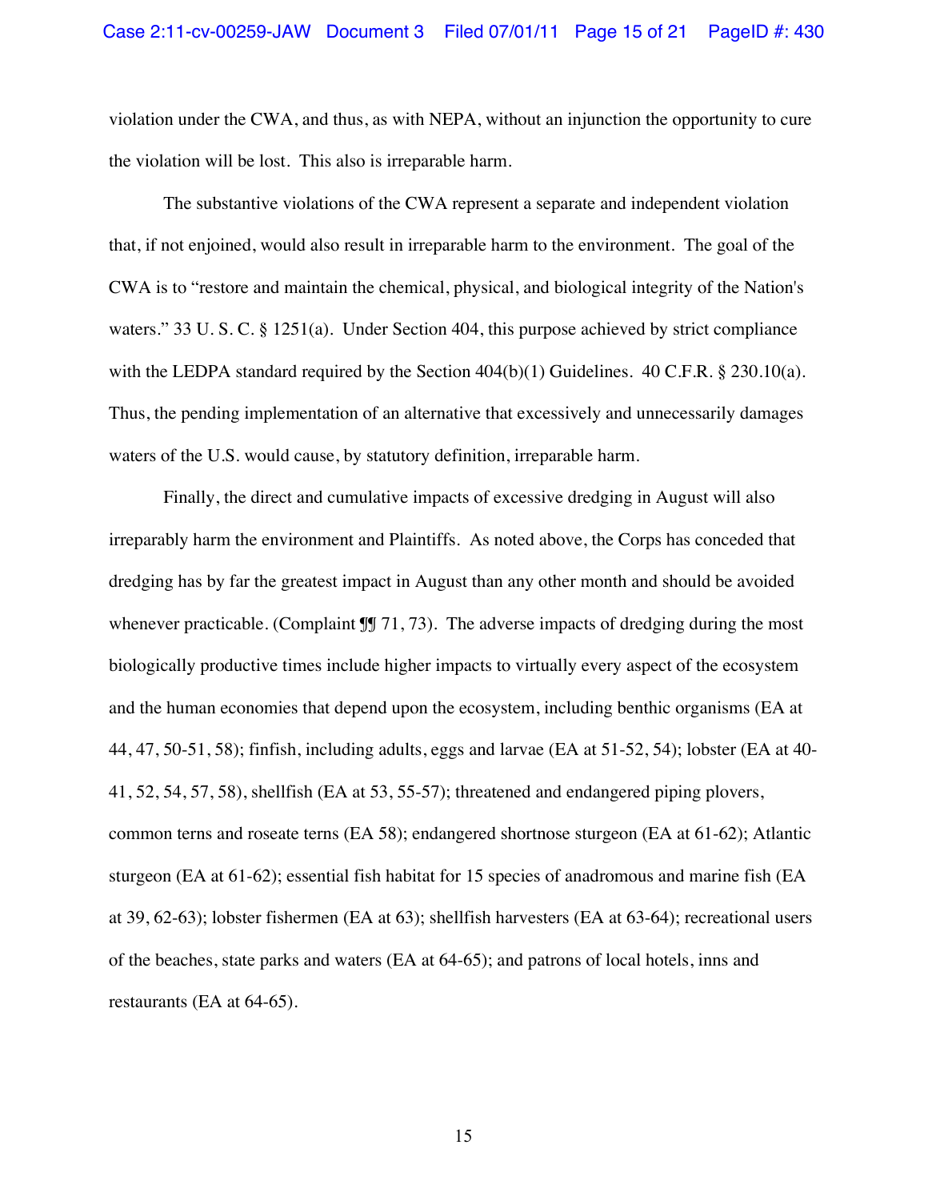violation under the CWA, and thus, as with NEPA, without an injunction the opportunity to cure the violation will be lost. This also is irreparable harm.

The substantive violations of the CWA represent a separate and independent violation that, if not enjoined, would also result in irreparable harm to the environment. The goal of the CWA is to "restore and maintain the chemical, physical, and biological integrity of the Nation's waters." 33 U. S. C. § 1251(a). Under Section 404, this purpose achieved by strict compliance with the LEDPA standard required by the Section 404(b)(1) Guidelines. 40 C.F.R. § 230.10(a). Thus, the pending implementation of an alternative that excessively and unnecessarily damages waters of the U.S. would cause, by statutory definition, irreparable harm.

Finally, the direct and cumulative impacts of excessive dredging in August will also irreparably harm the environment and Plaintiffs. As noted above, the Corps has conceded that dredging has by far the greatest impact in August than any other month and should be avoided whenever practicable. (Complaint ¶¶ 71, 73). The adverse impacts of dredging during the most biologically productive times include higher impacts to virtually every aspect of the ecosystem and the human economies that depend upon the ecosystem, including benthic organisms (EA at 44, 47, 50-51, 58); finfish, including adults, eggs and larvae (EA at 51-52, 54); lobster (EA at 40-41, 52, 54, 57, 58), shellfish (EA at 53, 55-57); threatened and endangered piping plovers, common terns and roseate terns (EA 58); endangered shortnose sturgeon (EA at 61-62); Atlantic sturgeon (EA at 61-62); essential fish habitat for 15 species of anadromous and marine fish (EA at 39, 62-63); lobster fishermen (EA at 63); shellfish harvesters (EA at 63-64); recreational users of the beaches, state parks and waters (EA at 64-65); and patrons of local hotels, inns and restaurants (EA at 64-65).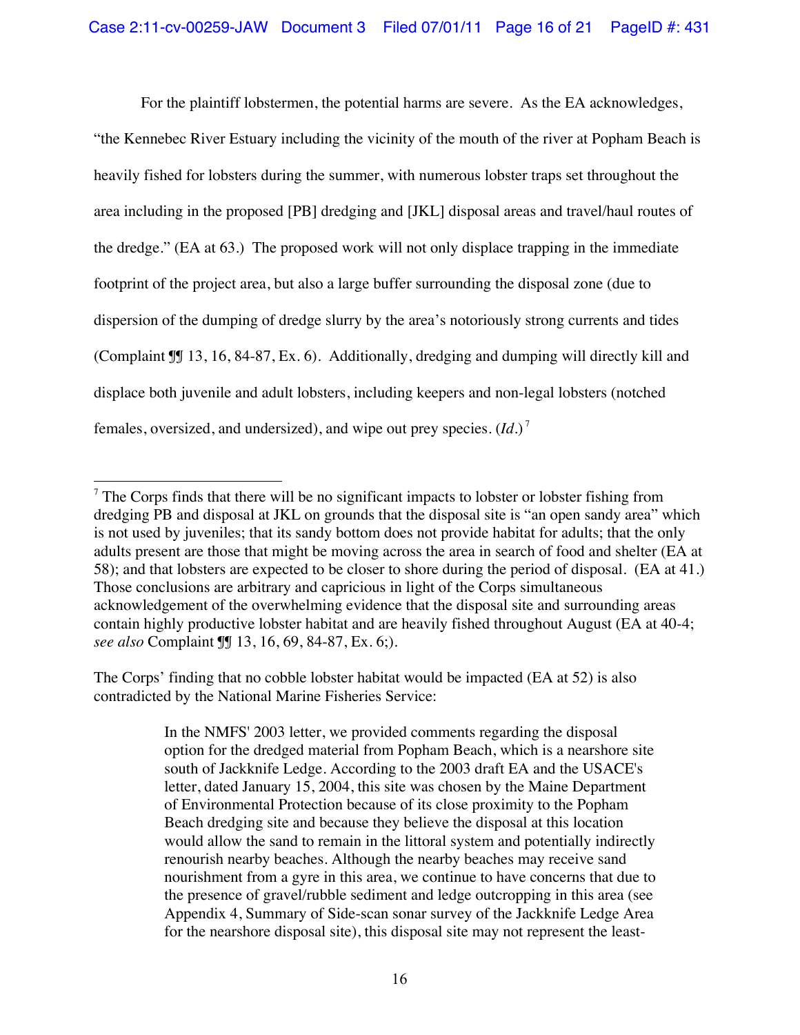For the plaintiff lobstermen, the potential harms are severe. As the EA acknowledges, "the Kennebec River Estuary including the vicinity of the mouth of the river at Popham Beach is heavily fished for lobsters during the summer, with numerous lobster traps set throughout the area including in the proposed [PB] dredging and [JKL] disposal areas and travel/haul routes of the dredge." (EA at 63.) The proposed work will not only displace trapping in the immediate footprint of the project area, but also a large buffer surrounding the disposal zone (due to dispersion of the dumping of dredge slurry by the area's notoriously strong currents and tides (Complaint ¶¶ 13, 16, 84-87, Ex. 6). Additionally, dredging and dumping will directly kill and displace both juvenile and adult lobsters, including keepers and non-legal lobsters (notched females, oversized, and undersized), and wipe out prey species. (*Id.*)[7]

---

[7] The Corps finds that there will be no significant impacts to lobster or lobster fishing from dredging PB and disposal at JKL on grounds that the disposal site is "an open sandy area" which is not used by juveniles; that its sandy bottom does not provide habitat for adults; that the only adults present are those that might be moving across the area in search of food and shelter (EA at 58); and that lobsters are expected to be closer to shore during the period of disposal. (EA at 41.) Those conclusions are arbitrary and capricious in light of the Corps simultaneous acknowledgement of the overwhelming evidence that the disposal site and surrounding areas contain highly productive lobster habitat and are heavily fished throughout August (EA at 40-4; *see also* Complaint ¶¶ 13, 16, 69, 84-87, Ex. 6;).

The Corps' finding that no cobble lobster habitat would be impacted (EA at 52) is also contradicted by the National Marine Fisheries Service:

> In the NMFS' 2003 letter, we provided comments regarding the disposal option for the dredged material from Popham Beach, which is a nearshore site south of Jackknife Ledge. According to the 2003 draft EA and the USACE's letter, dated January 15, 2004, this site was chosen by the Maine Department of Environmental Protection because of its close proximity to the Popham Beach dredging site and because they believe the disposal at this location would allow the sand to remain in the littoral system and potentially indirectly renourish nearby beaches. Although the nearby beaches may receive sand nourishment from a gyre in this area, we continue to have concerns that due to the presence of gravel/rubble sediment and ledge outcropping in this area (see Appendix 4, Summary of Side-scan sonar survey of the Jackknife Ledge Area for the nearshore disposal site), this disposal site may not represent the least-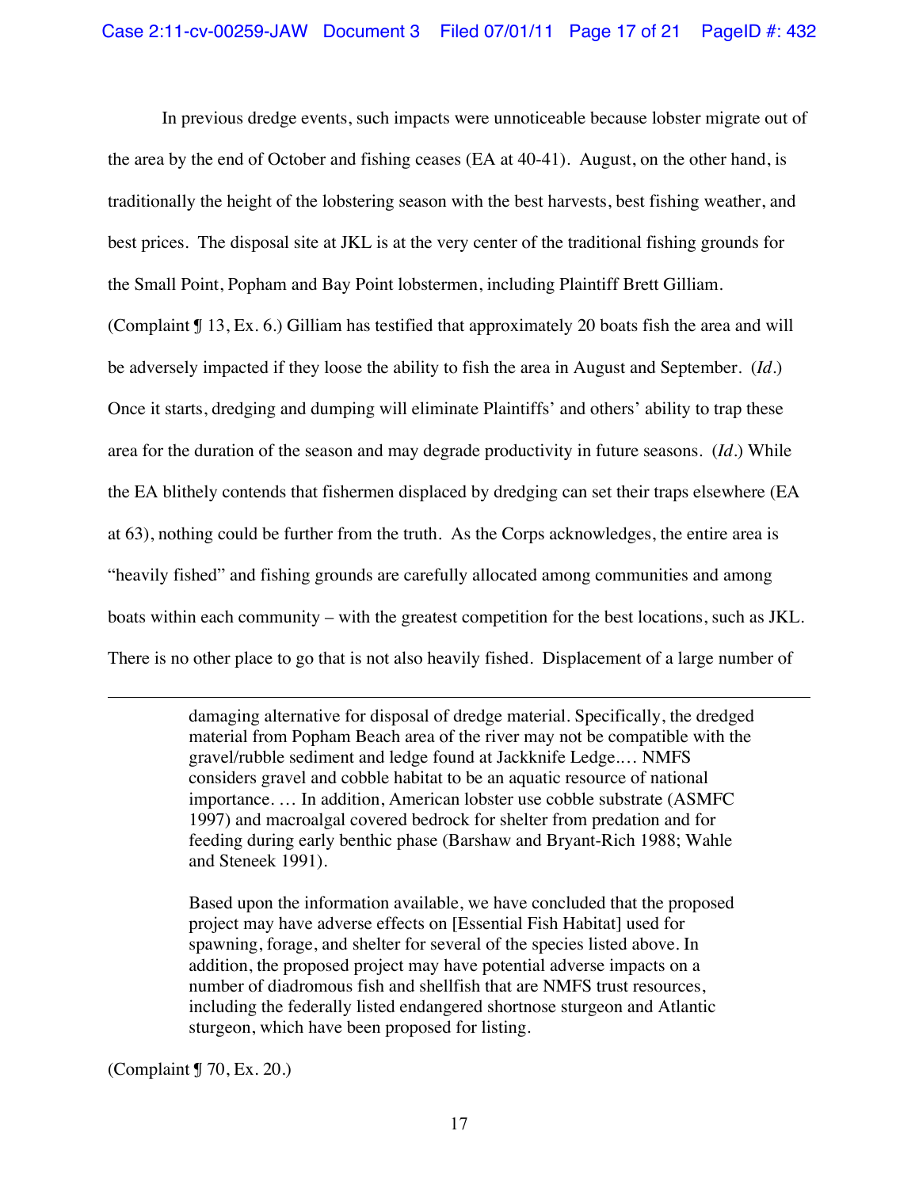In previous dredge events, such impacts were unnoticeable because lobster migrate out of the area by the end of October and fishing ceases (EA at 40-41). August, on the other hand, is traditionally the height of the lobstering season with the best harvests, best fishing weather, and best prices. The disposal site at JKL is at the very center of the traditional fishing grounds for the Small Point, Popham and Bay Point lobstermen, including Plaintiff Brett Gilliam. (Complaint ¶ 13, Ex. 6.) Gilliam has testified that approximately 20 boats fish the area and will be adversely impacted if they loose the ability to fish the area in August and September. (*Id.*) Once it starts, dredging and dumping will eliminate Plaintiffs' and others' ability to trap these area for the duration of the season and may degrade productivity in future seasons. (*Id.*) While the EA blithely contends that fishermen displaced by dredging can set their traps elsewhere (EA at 63), nothing could be further from the truth. As the Corps acknowledges, the entire area is "heavily fished" and fishing grounds are carefully allocated among communities and among boats within each community – with the greatest competition for the best locations, such as JKL. There is no other place to go that is not also heavily fished. Displacement of a large number of

---

> damaging alternative for disposal of dredge material. Specifically, the dredged material from Popham Beach area of the river may not be compatible with the gravel/rubble sediment and ledge found at Jackknife Ledge.… NMFS considers gravel and cobble habitat to be an aquatic resource of national importance. … In addition, American lobster use cobble substrate (ASMFC 1997) and macroalgal covered bedrock for shelter from predation and for feeding during early benthic phase (Barshaw and Bryant-Rich 1988; Wahle and Steneek 1991).
>
> Based upon the information available, we have concluded that the proposed project may have adverse effects on [Essential Fish Habitat] used for spawning, forage, and shelter for several of the species listed above. In addition, the proposed project may have potential adverse impacts on a number of diadromous fish and shellfish that are NMFS trust resources, including the federally listed endangered shortnose sturgeon and Atlantic sturgeon, which have been proposed for listing.

(Complaint ¶ 70, Ex. 20.)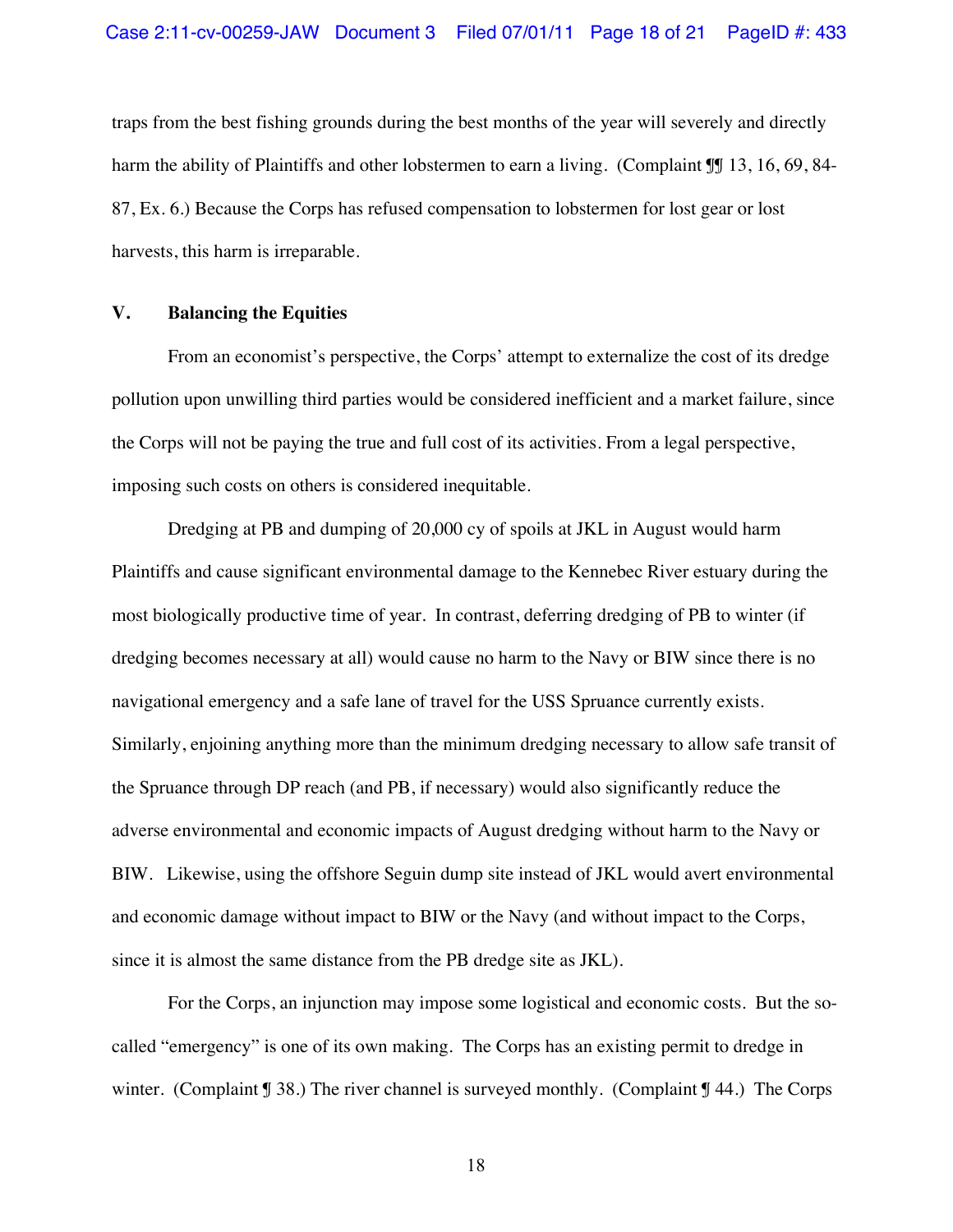traps from the best fishing grounds during the best months of the year will severely and directly harm the ability of Plaintiffs and other lobstermen to earn a living. (Complaint ¶¶ 13, 16, 69, 84-87, Ex. 6.) Because the Corps has refused compensation to lobstermen for lost gear or lost harvests, this harm is irreparable.

## V. Balancing the Equities

From an economist's perspective, the Corps' attempt to externalize the cost of its dredge pollution upon unwilling third parties would be considered inefficient and a market failure, since the Corps will not be paying the true and full cost of its activities. From a legal perspective, imposing such costs on others is considered inequitable.

Dredging at PB and dumping of 20,000 cy of spoils at JKL in August would harm Plaintiffs and cause significant environmental damage to the Kennebec River estuary during the most biologically productive time of year. In contrast, deferring dredging of PB to winter (if dredging becomes necessary at all) would cause no harm to the Navy or BIW since there is no navigational emergency and a safe lane of travel for the USS Spruance currently exists. Similarly, enjoining anything more than the minimum dredging necessary to allow safe transit of the Spruance through DP reach (and PB, if necessary) would also significantly reduce the adverse environmental and economic impacts of August dredging without harm to the Navy or BIW. Likewise, using the offshore Seguin dump site instead of JKL would avert environmental and economic damage without impact to BIW or the Navy (and without impact to the Corps, since it is almost the same distance from the PB dredge site as JKL).

For the Corps, an injunction may impose some logistical and economic costs. But the so-called "emergency" is one of its own making. The Corps has an existing permit to dredge in winter. (Complaint ¶ 38.) The river channel is surveyed monthly. (Complaint ¶ 44.) The Corps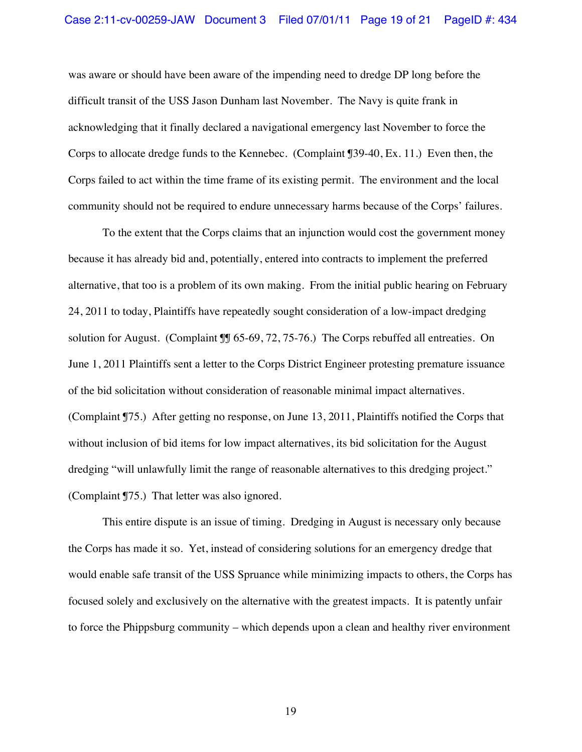was aware or should have been aware of the impending need to dredge DP long before the difficult transit of the USS Jason Dunham last November. The Navy is quite frank in acknowledging that it finally declared a navigational emergency last November to force the Corps to allocate dredge funds to the Kennebec. (Complaint ¶39-40, Ex. 11.) Even then, the Corps failed to act within the time frame of its existing permit. The environment and the local community should not be required to endure unnecessary harms because of the Corps' failures.

To the extent that the Corps claims that an injunction would cost the government money because it has already bid and, potentially, entered into contracts to implement the preferred alternative, that too is a problem of its own making. From the initial public hearing on February 24, 2011 to today, Plaintiffs have repeatedly sought consideration of a low-impact dredging solution for August. (Complaint ¶¶ 65-69, 72, 75-76.) The Corps rebuffed all entreaties. On June 1, 2011 Plaintiffs sent a letter to the Corps District Engineer protesting premature issuance of the bid solicitation without consideration of reasonable minimal impact alternatives. (Complaint ¶75.) After getting no response, on June 13, 2011, Plaintiffs notified the Corps that without inclusion of bid items for low impact alternatives, its bid solicitation for the August dredging "will unlawfully limit the range of reasonable alternatives to this dredging project." (Complaint ¶75.) That letter was also ignored.

This entire dispute is an issue of timing. Dredging in August is necessary only because the Corps has made it so. Yet, instead of considering solutions for an emergency dredge that would enable safe transit of the USS Spruance while minimizing impacts to others, the Corps has focused solely and exclusively on the alternative with the greatest impacts. It is patently unfair to force the Phippsburg community – which depends upon a clean and healthy river environment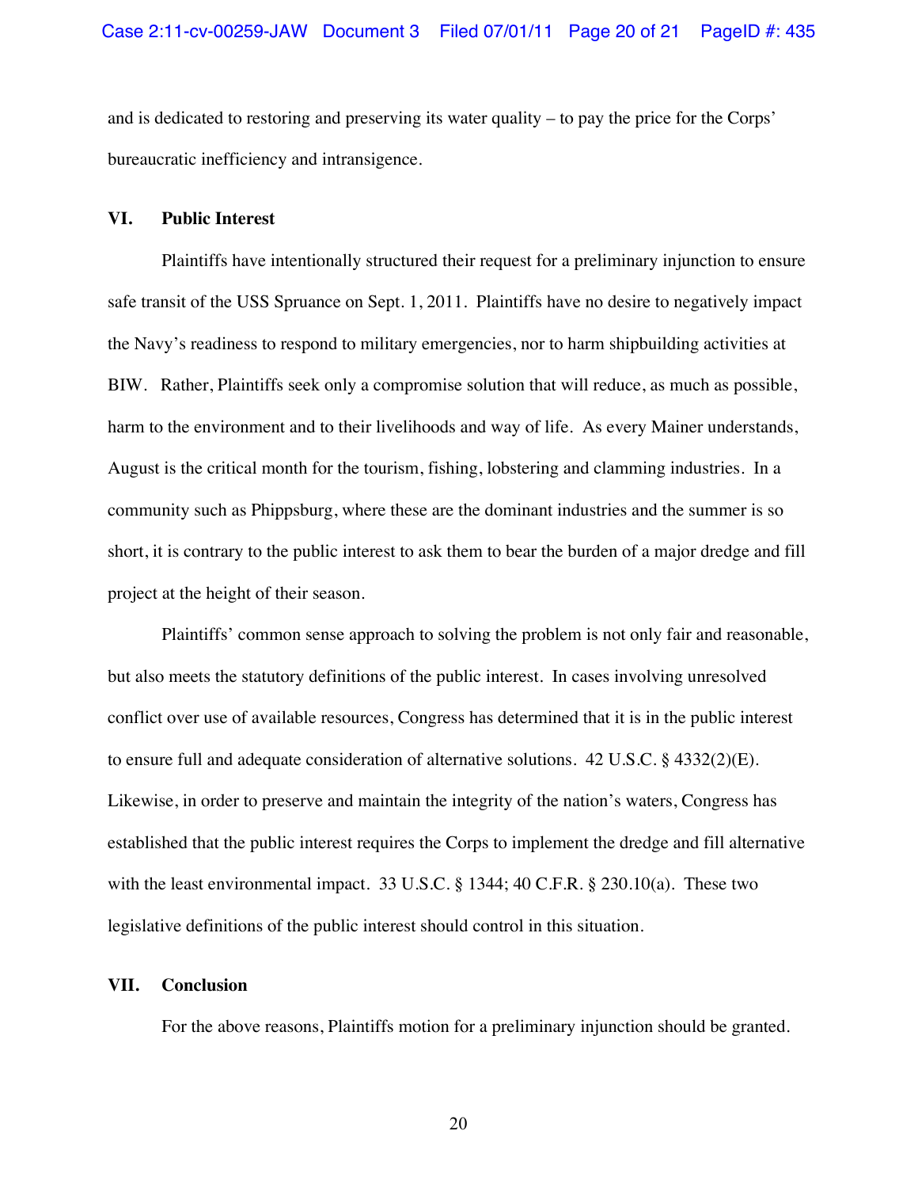and is dedicated to restoring and preserving its water quality – to pay the price for the Corps' bureaucratic inefficiency and intransigence.

## VI. Public Interest

Plaintiffs have intentionally structured their request for a preliminary injunction to ensure safe transit of the USS Spruance on Sept. 1, 2011. Plaintiffs have no desire to negatively impact the Navy's readiness to respond to military emergencies, nor to harm shipbuilding activities at BIW. Rather, Plaintiffs seek only a compromise solution that will reduce, as much as possible, harm to the environment and to their livelihoods and way of life. As every Mainer understands, August is the critical month for the tourism, fishing, lobstering and clamming industries. In a community such as Phippsburg, where these are the dominant industries and the summer is so short, it is contrary to the public interest to ask them to bear the burden of a major dredge and fill project at the height of their season.

Plaintiffs' common sense approach to solving the problem is not only fair and reasonable, but also meets the statutory definitions of the public interest. In cases involving unresolved conflict over use of available resources, Congress has determined that it is in the public interest to ensure full and adequate consideration of alternative solutions. 42 U.S.C. § 4332(2)(E). Likewise, in order to preserve and maintain the integrity of the nation's waters, Congress has established that the public interest requires the Corps to implement the dredge and fill alternative with the least environmental impact. 33 U.S.C. § 1344; 40 C.F.R. § 230.10(a). These two legislative definitions of the public interest should control in this situation.

## VII. Conclusion

For the above reasons, Plaintiffs motion for a preliminary injunction should be granted.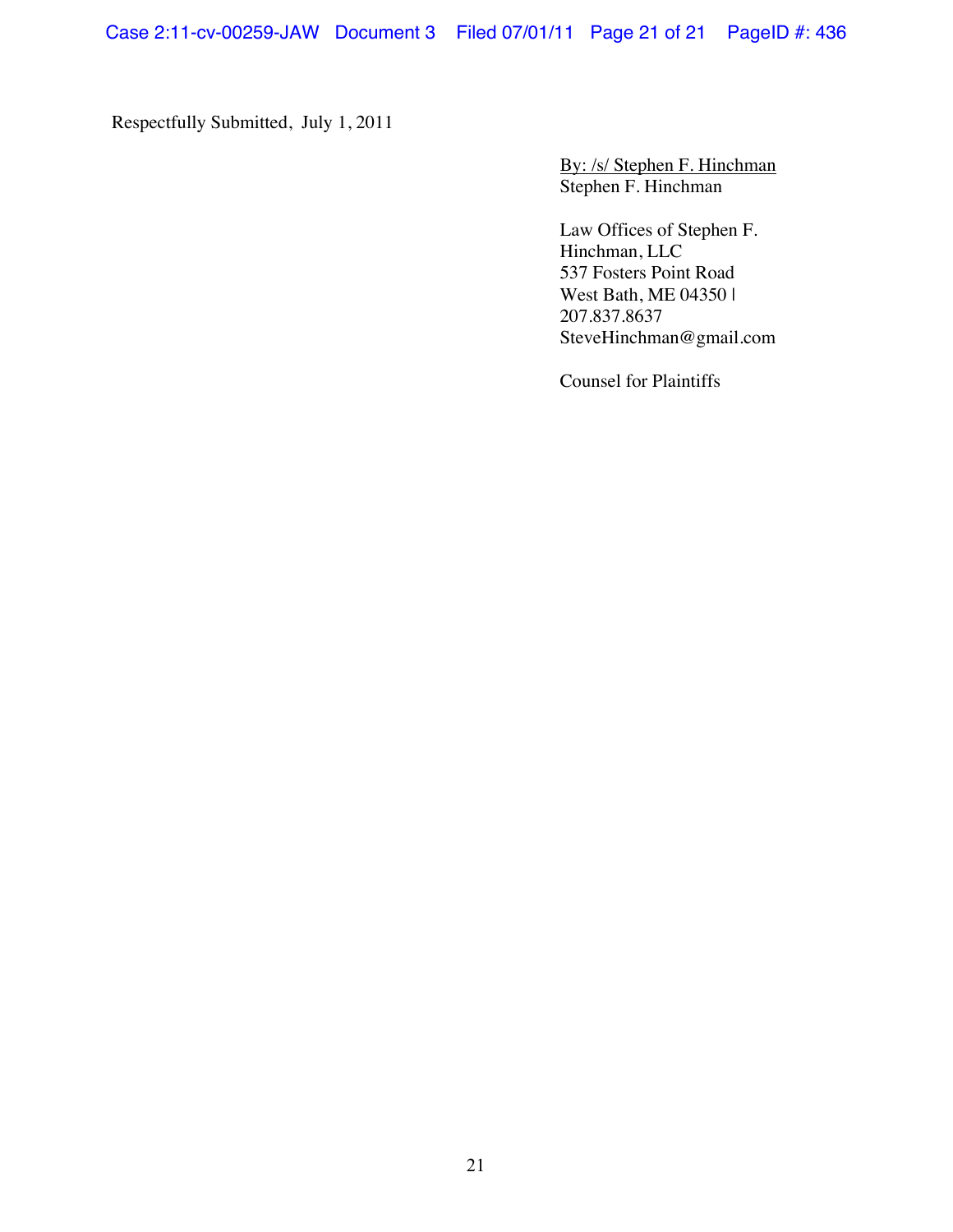Respectfully Submitted, July 1, 2011

By: /s/ Stephen F. Hinchman
Stephen F. Hinchman

Law Offices of Stephen F. Hinchman, LLC
537 Fosters Point Road
West Bath, ME 04350 |
207.837.8637
SteveHinchman@gmail.com

Counsel for Plaintiffs